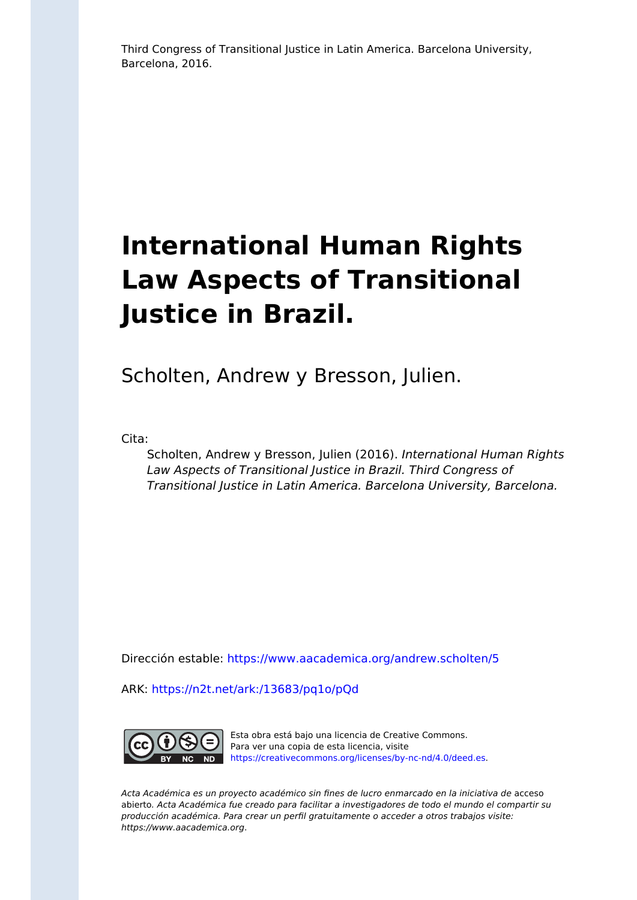Third Congress of Transitional Justice in Latin America. Barcelona University, Barcelona, 2016.

# International Human Rights Law Aspects of Transitional Justice in Brazil.

Scholten, Andrew y Bresson, Julien.

Cita:

> Scholten, Andrew y Bresson, Julien (2016). *International Human Rights Law Aspects of Transitional Justice in Brazil. Third Congress of Transitional Justice in Latin America. Barcelona University, Barcelona.*

Dirección estable: https://www.aacademica.org/andrew.scholten/5

ARK: https://n2t.net/ark:/13683/pq1o/pQd

Esta obra está bajo una licencia de Creative Commons. Para ver una copia de esta licencia, visite https://creativecommons.org/licenses/by-nc-nd/4.0/deed.es.

*Acta Académica es un proyecto académico sin fines de lucro enmarcado en la iniciativa de* acceso abierto. *Acta Académica fue creado para facilitar a investigadores de todo el mundo el compartir su producción académica. Para crear un perfil gratuitamente o acceder a otros trabajos visite: https://www.aacademica.org.*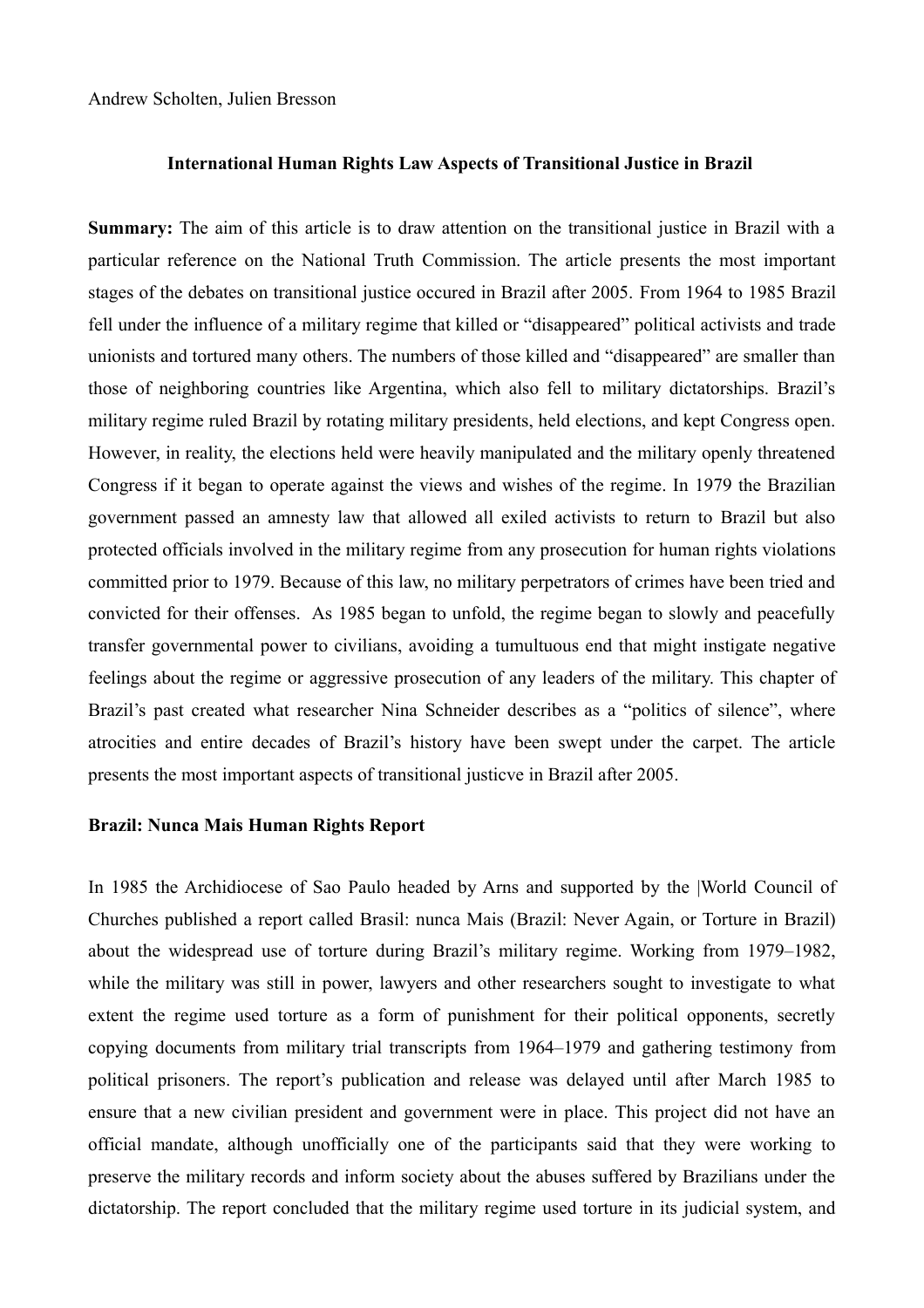Andrew Scholten, Julien Bresson

**International Human Rights Law Aspects of Transitional Justice in Brazil**

**Summary:** The aim of this article is to draw attention on the transitional justice in Brazil with a particular reference on the National Truth Commission. The article presents the most important stages of the debates on transitional justice occured in Brazil after 2005. From 1964 to 1985 Brazil fell under the influence of a military regime that killed or "disappeared" political activists and trade unionists and tortured many others. The numbers of those killed and "disappeared" are smaller than those of neighboring countries like Argentina, which also fell to military dictatorships. Brazil's military regime ruled Brazil by rotating military presidents, held elections, and kept Congress open. However, in reality, the elections held were heavily manipulated and the military openly threatened Congress if it began to operate against the views and wishes of the regime. In 1979 the Brazilian government passed an amnesty law that allowed all exiled activists to return to Brazil but also protected officials involved in the military regime from any prosecution for human rights violations committed prior to 1979. Because of this law, no military perpetrators of crimes have been tried and convicted for their offenses. As 1985 began to unfold, the regime began to slowly and peacefully transfer governmental power to civilians, avoiding a tumultuous end that might instigate negative feelings about the regime or aggressive prosecution of any leaders of the military. This chapter of Brazil's past created what researcher Nina Schneider describes as a "politics of silence", where atrocities and entire decades of Brazil's history have been swept under the carpet. The article presents the most important aspects of transitional justicve in Brazil after 2005.

**Brazil: Nunca Mais Human Rights Report**

In 1985 the Archidiocese of Sao Paulo headed by Arns and supported by the |World Council of Churches published a report called Brasil: nunca Mais (Brazil: Never Again, or Torture in Brazil) about the widespread use of torture during Brazil's military regime. Working from 1979–1982, while the military was still in power, lawyers and other researchers sought to investigate to what extent the regime used torture as a form of punishment for their political opponents, secretly copying documents from military trial transcripts from 1964–1979 and gathering testimony from political prisoners. The report's publication and release was delayed until after March 1985 to ensure that a new civilian president and government were in place. This project did not have an official mandate, although unofficially one of the participants said that they were working to preserve the military records and inform society about the abuses suffered by Brazilians under the dictatorship. The report concluded that the military regime used torture in its judicial system, and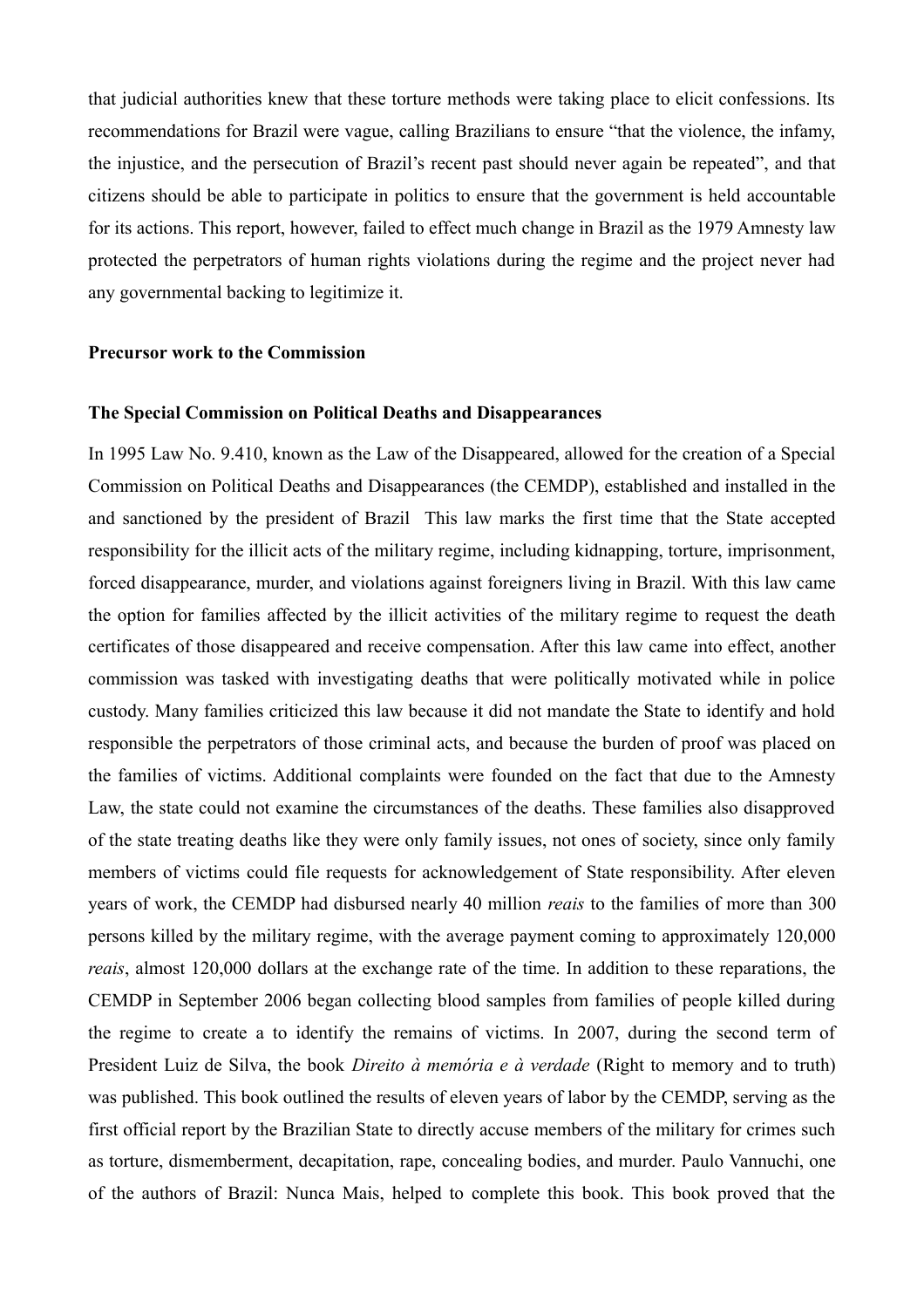that judicial authorities knew that these torture methods were taking place to elicit confessions. Its recommendations for Brazil were vague, calling Brazilians to ensure "that the violence, the infamy, the injustice, and the persecution of Brazil's recent past should never again be repeated", and that citizens should be able to participate in politics to ensure that the government is held accountable for its actions. This report, however, failed to effect much change in Brazil as the 1979 Amnesty law protected the perpetrators of human rights violations during the regime and the project never had any governmental backing to legitimize it.

**Precursor work to the Commission**

**The Special Commission on Political Deaths and Disappearances**

In 1995 Law No. 9.410, known as the Law of the Disappeared, allowed for the creation of a Special Commission on Political Deaths and Disappearances (the CEMDP), established and installed in the and sanctioned by the president of Brazil This law marks the first time that the State accepted responsibility for the illicit acts of the military regime, including kidnapping, torture, imprisonment, forced disappearance, murder, and violations against foreigners living in Brazil. With this law came the option for families affected by the illicit activities of the military regime to request the death certificates of those disappeared and receive compensation. After this law came into effect, another commission was tasked with investigating deaths that were politically motivated while in police custody. Many families criticized this law because it did not mandate the State to identify and hold responsible the perpetrators of those criminal acts, and because the burden of proof was placed on the families of victims. Additional complaints were founded on the fact that due to the Amnesty Law, the state could not examine the circumstances of the deaths. These families also disapproved of the state treating deaths like they were only family issues, not ones of society, since only family members of victims could file requests for acknowledgement of State responsibility. After eleven years of work, the CEMDP had disbursed nearly 40 million *reais* to the families of more than 300 persons killed by the military regime, with the average payment coming to approximately 120,000 *reais*, almost 120,000 dollars at the exchange rate of the time. In addition to these reparations, the CEMDP in September 2006 began collecting blood samples from families of people killed during the regime to create a to identify the remains of victims. In 2007, during the second term of President Luiz de Silva, the book *Direito à memória e à verdade* (Right to memory and to truth) was published. This book outlined the results of eleven years of labor by the CEMDP, serving as the first official report by the Brazilian State to directly accuse members of the military for crimes such as torture, dismemberment, decapitation, rape, concealing bodies, and murder. Paulo Vannuchi, one of the authors of Brazil: Nunca Mais, helped to complete this book. This book proved that the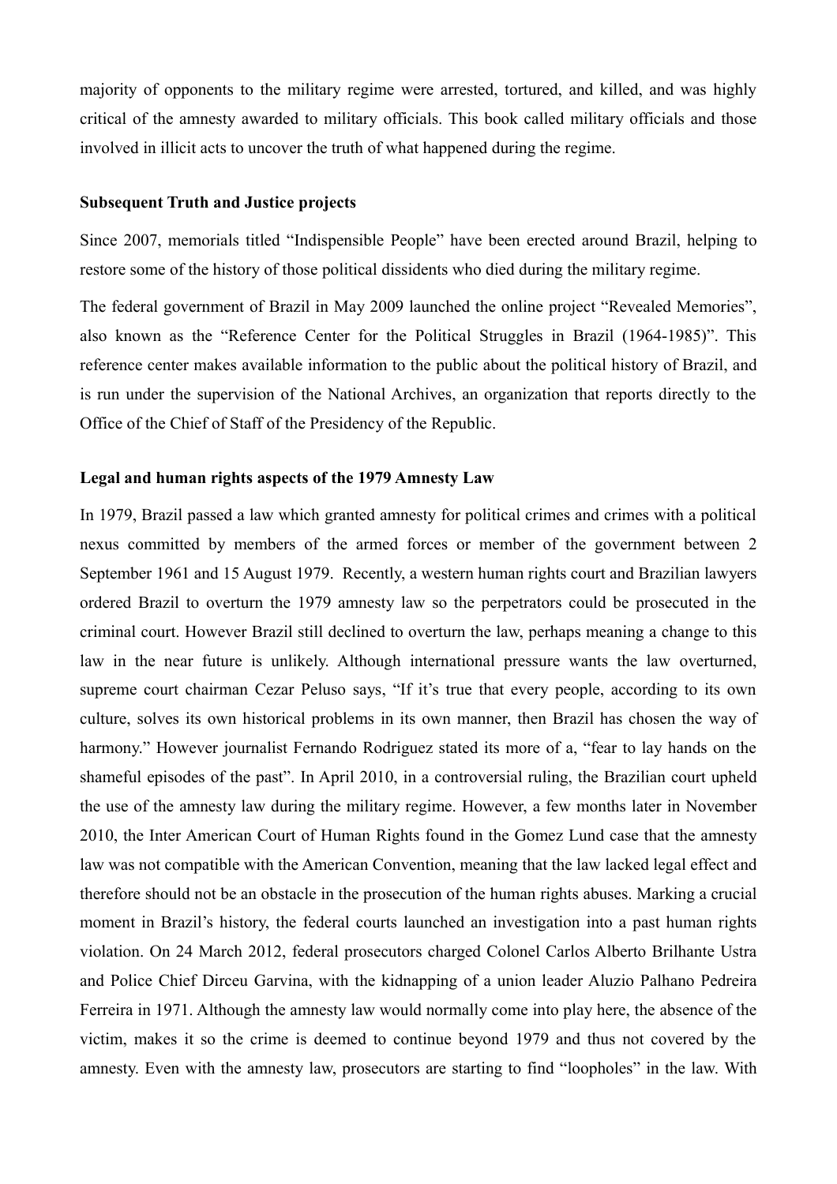majority of opponents to the military regime were arrested, tortured, and killed, and was highly critical of the amnesty awarded to military officials. This book called military officials and those involved in illicit acts to uncover the truth of what happened during the regime.

### Subsequent Truth and Justice projects

Since 2007, memorials titled "Indispensible People" have been erected around Brazil, helping to restore some of the history of those political dissidents who died during the military regime.

The federal government of Brazil in May 2009 launched the online project "Revealed Memories", also known as the "Reference Center for the Political Struggles in Brazil (1964-1985)". This reference center makes available information to the public about the political history of Brazil, and is run under the supervision of the National Archives, an organization that reports directly to the Office of the Chief of Staff of the Presidency of the Republic.

### Legal and human rights aspects of the 1979 Amnesty Law

In 1979, Brazil passed a law which granted amnesty for political crimes and crimes with a political nexus committed by members of the armed forces or member of the government between 2 September 1961 and 15 August 1979. Recently, a western human rights court and Brazilian lawyers ordered Brazil to overturn the 1979 amnesty law so the perpetrators could be prosecuted in the criminal court. However Brazil still declined to overturn the law, perhaps meaning a change to this law in the near future is unlikely. Although international pressure wants the law overturned, supreme court chairman Cezar Peluso says, "If it's true that every people, according to its own culture, solves its own historical problems in its own manner, then Brazil has chosen the way of harmony." However journalist Fernando Rodriguez stated its more of a, "fear to lay hands on the shameful episodes of the past". In April 2010, in a controversial ruling, the Brazilian court upheld the use of the amnesty law during the military regime. However, a few months later in November 2010, the Inter American Court of Human Rights found in the Gomez Lund case that the amnesty law was not compatible with the American Convention, meaning that the law lacked legal effect and therefore should not be an obstacle in the prosecution of the human rights abuses. Marking a crucial moment in Brazil's history, the federal courts launched an investigation into a past human rights violation. On 24 March 2012, federal prosecutors charged Colonel Carlos Alberto Brilhante Ustra and Police Chief Dirceu Garvina, with the kidnapping of a union leader Aluzio Palhano Pedreira Ferreira in 1971. Although the amnesty law would normally come into play here, the absence of the victim, makes it so the crime is deemed to continue beyond 1979 and thus not covered by the amnesty. Even with the amnesty law, prosecutors are starting to find "loopholes" in the law. With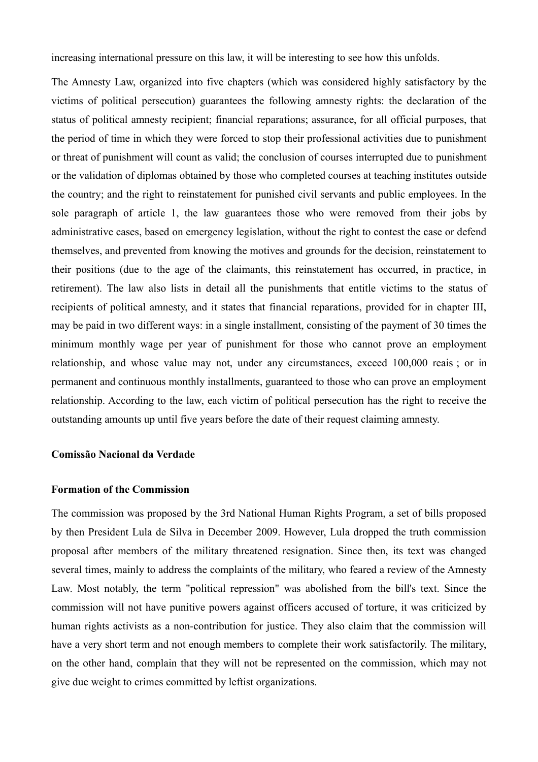increasing international pressure on this law, it will be interesting to see how this unfolds.

The Amnesty Law, organized into five chapters (which was considered highly satisfactory by the victims of political persecution) guarantees the following amnesty rights: the declaration of the status of political amnesty recipient; financial reparations; assurance, for all official purposes, that the period of time in which they were forced to stop their professional activities due to punishment or threat of punishment will count as valid; the conclusion of courses interrupted due to punishment or the validation of diplomas obtained by those who completed courses at teaching institutes outside the country; and the right to reinstatement for punished civil servants and public employees. In the sole paragraph of article 1, the law guarantees those who were removed from their jobs by administrative cases, based on emergency legislation, without the right to contest the case or defend themselves, and prevented from knowing the motives and grounds for the decision, reinstatement to their positions (due to the age of the claimants, this reinstatement has occurred, in practice, in retirement). The law also lists in detail all the punishments that entitle victims to the status of recipients of political amnesty, and it states that financial reparations, provided for in chapter III, may be paid in two different ways: in a single installment, consisting of the payment of 30 times the minimum monthly wage per year of punishment for those who cannot prove an employment relationship, and whose value may not, under any circumstances, exceed 100,000 reais ; or in permanent and continuous monthly installments, guaranteed to those who can prove an employment relationship. According to the law, each victim of political persecution has the right to receive the outstanding amounts up until five years before the date of their request claiming amnesty.

## Comissão Nacional da Verdade

### Formation of the Commission

The commission was proposed by the 3rd National Human Rights Program, a set of bills proposed by then President Lula de Silva in December 2009. However, Lula dropped the truth commission proposal after members of the military threatened resignation. Since then, its text was changed several times, mainly to address the complaints of the military, who feared a review of the Amnesty Law. Most notably, the term "political repression" was abolished from the bill's text. Since the commission will not have punitive powers against officers accused of torture, it was criticized by human rights activists as a non-contribution for justice. They also claim that the commission will have a very short term and not enough members to complete their work satisfactorily. The military, on the other hand, complain that they will not be represented on the commission, which may not give due weight to crimes committed by leftist organizations.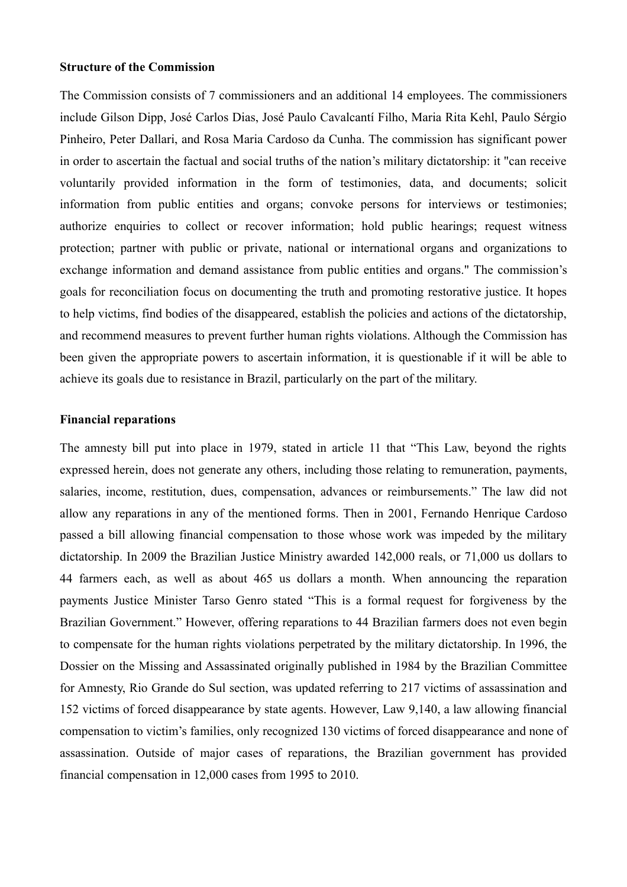**Structure of the Commission**

The Commission consists of 7 commissioners and an additional 14 employees. The commissioners include Gilson Dipp, José Carlos Dias, José Paulo Cavalcantí Filho, Maria Rita Kehl, Paulo Sérgio Pinheiro, Peter Dallari, and Rosa Maria Cardoso da Cunha. The commission has significant power in order to ascertain the factual and social truths of the nation's military dictatorship: it "can receive voluntarily provided information in the form of testimonies, data, and documents; solicit information from public entities and organs; convoke persons for interviews or testimonies; authorize enquiries to collect or recover information; hold public hearings; request witness protection; partner with public or private, national or international organs and organizations to exchange information and demand assistance from public entities and organs." The commission's goals for reconciliation focus on documenting the truth and promoting restorative justice. It hopes to help victims, find bodies of the disappeared, establish the policies and actions of the dictatorship, and recommend measures to prevent further human rights violations. Although the Commission has been given the appropriate powers to ascertain information, it is questionable if it will be able to achieve its goals due to resistance in Brazil, particularly on the part of the military.

**Financial reparations**

The amnesty bill put into place in 1979, stated in article 11 that "This Law, beyond the rights expressed herein, does not generate any others, including those relating to remuneration, payments, salaries, income, restitution, dues, compensation, advances or reimbursements." The law did not allow any reparations in any of the mentioned forms. Then in 2001, Fernando Henrique Cardoso passed a bill allowing financial compensation to those whose work was impeded by the military dictatorship. In 2009 the Brazilian Justice Ministry awarded 142,000 reals, or 71,000 us dollars to 44 farmers each, as well as about 465 us dollars a month. When announcing the reparation payments Justice Minister Tarso Genro stated "This is a formal request for forgiveness by the Brazilian Government." However, offering reparations to 44 Brazilian farmers does not even begin to compensate for the human rights violations perpetrated by the military dictatorship. In 1996, the Dossier on the Missing and Assassinated originally published in 1984 by the Brazilian Committee for Amnesty, Rio Grande do Sul section, was updated referring to 217 victims of assassination and 152 victims of forced disappearance by state agents. However, Law 9,140, a law allowing financial compensation to victim's families, only recognized 130 victims of forced disappearance and none of assassination. Outside of major cases of reparations, the Brazilian government has provided financial compensation in 12,000 cases from 1995 to 2010.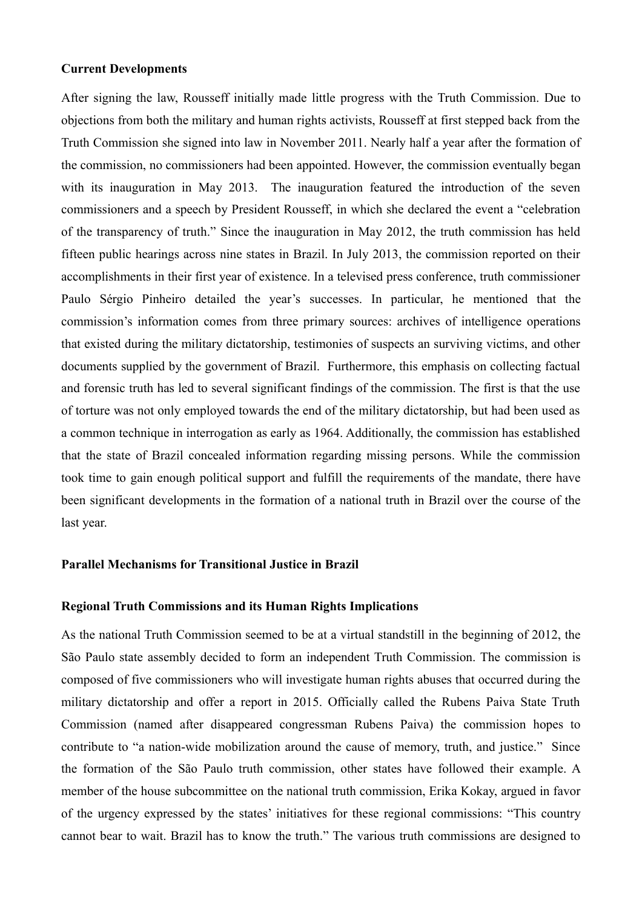**Current Developments**

After signing the law, Rousseff initially made little progress with the Truth Commission. Due to objections from both the military and human rights activists, Rousseff at first stepped back from the Truth Commission she signed into law in November 2011. Nearly half a year after the formation of the commission, no commissioners had been appointed. However, the commission eventually began with its inauguration in May 2013. The inauguration featured the introduction of the seven commissioners and a speech by President Rousseff, in which she declared the event a "celebration of the transparency of truth." Since the inauguration in May 2012, the truth commission has held fifteen public hearings across nine states in Brazil. In July 2013, the commission reported on their accomplishments in their first year of existence. In a televised press conference, truth commissioner Paulo Sérgio Pinheiro detailed the year's successes. In particular, he mentioned that the commission's information comes from three primary sources: archives of intelligence operations that existed during the military dictatorship, testimonies of suspects an surviving victims, and other documents supplied by the government of Brazil. Furthermore, this emphasis on collecting factual and forensic truth has led to several significant findings of the commission. The first is that the use of torture was not only employed towards the end of the military dictatorship, but had been used as a common technique in interrogation as early as 1964. Additionally, the commission has established that the state of Brazil concealed information regarding missing persons. While the commission took time to gain enough political support and fulfill the requirements of the mandate, there have been significant developments in the formation of a national truth in Brazil over the course of the last year.

**Parallel Mechanisms for Transitional Justice in Brazil**

**Regional Truth Commissions and its Human Rights Implications**

As the national Truth Commission seemed to be at a virtual standstill in the beginning of 2012, the São Paulo state assembly decided to form an independent Truth Commission. The commission is composed of five commissioners who will investigate human rights abuses that occurred during the military dictatorship and offer a report in 2015. Officially called the Rubens Paiva State Truth Commission (named after disappeared congressman Rubens Paiva) the commission hopes to contribute to "a nation-wide mobilization around the cause of memory, truth, and justice." Since the formation of the São Paulo truth commission, other states have followed their example. A member of the house subcommittee on the national truth commission, Erika Kokay, argued in favor of the urgency expressed by the states' initiatives for these regional commissions: "This country cannot bear to wait. Brazil has to know the truth." The various truth commissions are designed to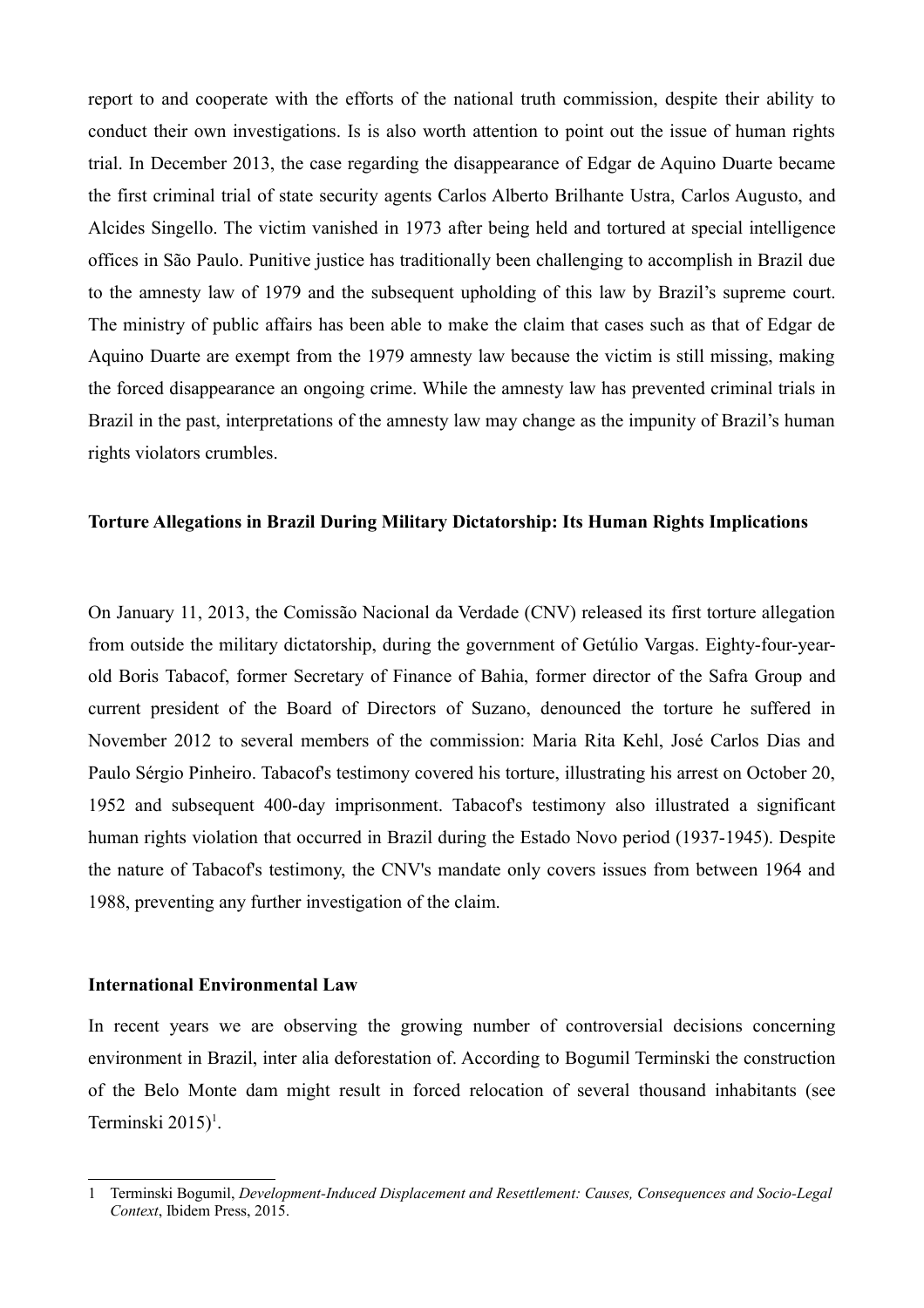report to and cooperate with the efforts of the national truth commission, despite their ability to conduct their own investigations. Is is also worth attention to point out the issue of human rights trial. In December 2013, the case regarding the disappearance of Edgar de Aquino Duarte became the first criminal trial of state security agents Carlos Alberto Brilhante Ustra, Carlos Augusto, and Alcides Singello. The victim vanished in 1973 after being held and tortured at special intelligence offices in São Paulo. Punitive justice has traditionally been challenging to accomplish in Brazil due to the amnesty law of 1979 and the subsequent upholding of this law by Brazil's supreme court. The ministry of public affairs has been able to make the claim that cases such as that of Edgar de Aquino Duarte are exempt from the 1979 amnesty law because the victim is still missing, making the forced disappearance an ongoing crime. While the amnesty law has prevented criminal trials in Brazil in the past, interpretations of the amnesty law may change as the impunity of Brazil's human rights violators crumbles.

## Torture Allegations in Brazil During Military Dictatorship: Its Human Rights Implications

On January 11, 2013, the Comissão Nacional da Verdade (CNV) released its first torture allegation from outside the military dictatorship, during the government of Getúlio Vargas. Eighty-four-year-old Boris Tabacof, former Secretary of Finance of Bahia, former director of the Safra Group and current president of the Board of Directors of Suzano, denounced the torture he suffered in November 2012 to several members of the commission: Maria Rita Kehl, José Carlos Dias and Paulo Sérgio Pinheiro. Tabacof's testimony covered his torture, illustrating his arrest on October 20, 1952 and subsequent 400-day imprisonment. Tabacof's testimony also illustrated a significant human rights violation that occurred in Brazil during the Estado Novo period (1937-1945). Despite the nature of Tabacof's testimony, the CNV's mandate only covers issues from between 1964 and 1988, preventing any further investigation of the claim.

## International Environmental Law

In recent years we are observing the growing number of controversial decisions concerning environment in Brazil, inter alia deforestation of. According to Bogumil Terminski the construction of the Belo Monte dam might result in forced relocation of several thousand inhabitants (see Terminski 2015)[1].

---

1 Terminski Bogumil, *Development-Induced Displacement and Resettlement: Causes, Consequences and Socio-Legal Context*, Ibidem Press, 2015.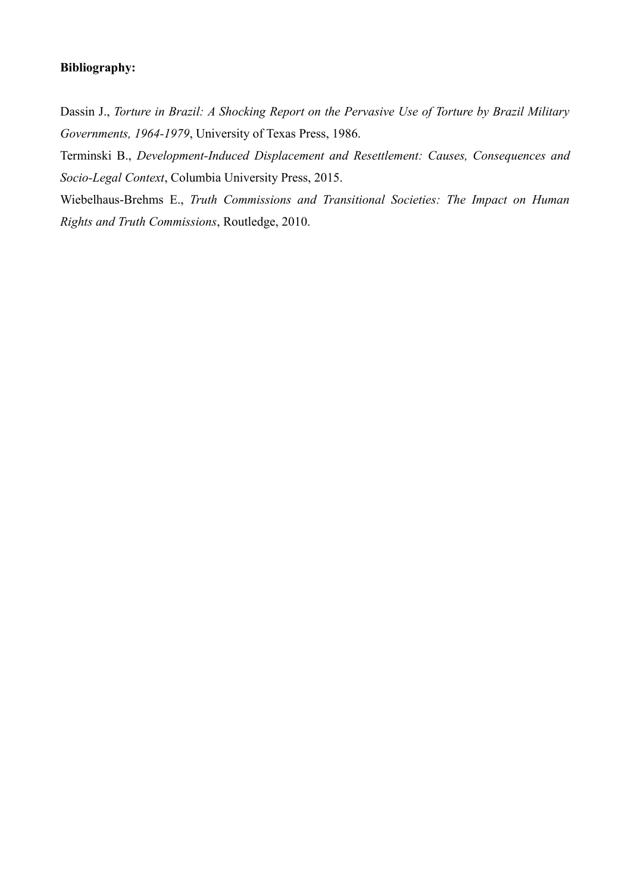**Bibliography:**

Dassin J., *Torture in Brazil: A Shocking Report on the Pervasive Use of Torture by Brazil Military Governments, 1964-1979*, University of Texas Press, 1986.

Terminski B., *Development-Induced Displacement and Resettlement: Causes, Consequences and Socio-Legal Context*, Columbia University Press, 2015.

Wiebelhaus-Brehms E., *Truth Commissions and Transitional Societies: The Impact on Human Rights and Truth Commissions*, Routledge, 2010.